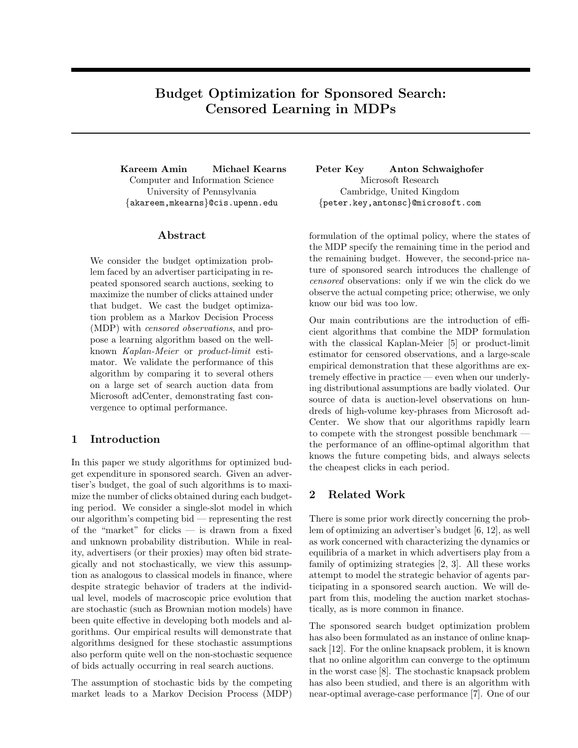# Budget Optimization for Sponsored Search: Censored Learning in MDPs

**Kareem Amin** **Michael Kearns**
Computer and Information Science
University of Pennsylvania
{akareem,mkearns}@cis.upenn.edu

**Peter Key** **Anton Schwaighofer**
Microsoft Research
Cambridge, United Kingdom
{peter.key,antonsc}@microsoft.com

## Abstract

We consider the budget optimization problem faced by an advertiser participating in repeated sponsored search auctions, seeking to maximize the number of clicks attained under that budget. We cast the budget optimization problem as a Markov Decision Process (MDP) with *censored observations*, and propose a learning algorithm based on the well-known *Kaplan-Meier* or *product-limit* estimator. We validate the performance of this algorithm by comparing it to several others on a large set of search auction data from Microsoft adCenter, demonstrating fast convergence to optimal performance.

## 1 Introduction

In this paper we study algorithms for optimized budget expenditure in sponsored search. Given an advertiser's budget, the goal of such algorithms is to maximize the number of clicks obtained during each budgeting period. We consider a single-slot model in which our algorithm's competing bid — representing the rest of the "market" for clicks — is drawn from a fixed and unknown probability distribution. While in reality, advertisers (or their proxies) may often bid strategically and not stochastically, we view this assumption as analogous to classical models in finance, where despite strategic behavior of traders at the individual level, models of macroscopic price evolution that are stochastic (such as Brownian motion models) have been quite effective in developing both models and algorithms. Our empirical results will demonstrate that algorithms designed for these stochastic assumptions also perform quite well on the non-stochastic sequence of bids actually occurring in real search auctions.

The assumption of stochastic bids by the competing market leads to a Markov Decision Process (MDP) formulation of the optimal policy, where the states of the MDP specify the remaining time in the period and the remaining budget. However, the second-price nature of sponsored search introduces the challenge of *censored* observations: only if we win the click do we observe the actual competing price; otherwise, we only know our bid was too low.

Our main contributions are the introduction of efficient algorithms that combine the MDP formulation with the classical Kaplan-Meier [5] or product-limit estimator for censored observations, and a large-scale empirical demonstration that these algorithms are extremely effective in practice — even when our underlying distributional assumptions are badly violated. Our source of data is auction-level observations on hundreds of high-volume key-phrases from Microsoft adCenter. We show that our algorithms rapidly learn to compete with the strongest possible benchmark — the performance of an offline-optimal algorithm that knows the future competing bids, and always selects the cheapest clicks in each period.

## 2 Related Work

There is some prior work directly concerning the problem of optimizing an advertiser's budget [6, 12], as well as work concerned with characterizing the dynamics or equilibria of a market in which advertisers play from a family of optimizing strategies [2, 3]. All these works attempt to model the strategic behavior of agents participating in a sponsored search auction. We will depart from this, modeling the auction market stochastically, as is more common in finance.

The sponsored search budget optimization problem has also been formulated as an instance of online knapsack [12]. For the online knapsack problem, it is known that no online algorithm can converge to the optimum in the worst case [8]. The stochastic knapsack problem has also been studied, and there is an algorithm with near-optimal average-case performance [7]. One of our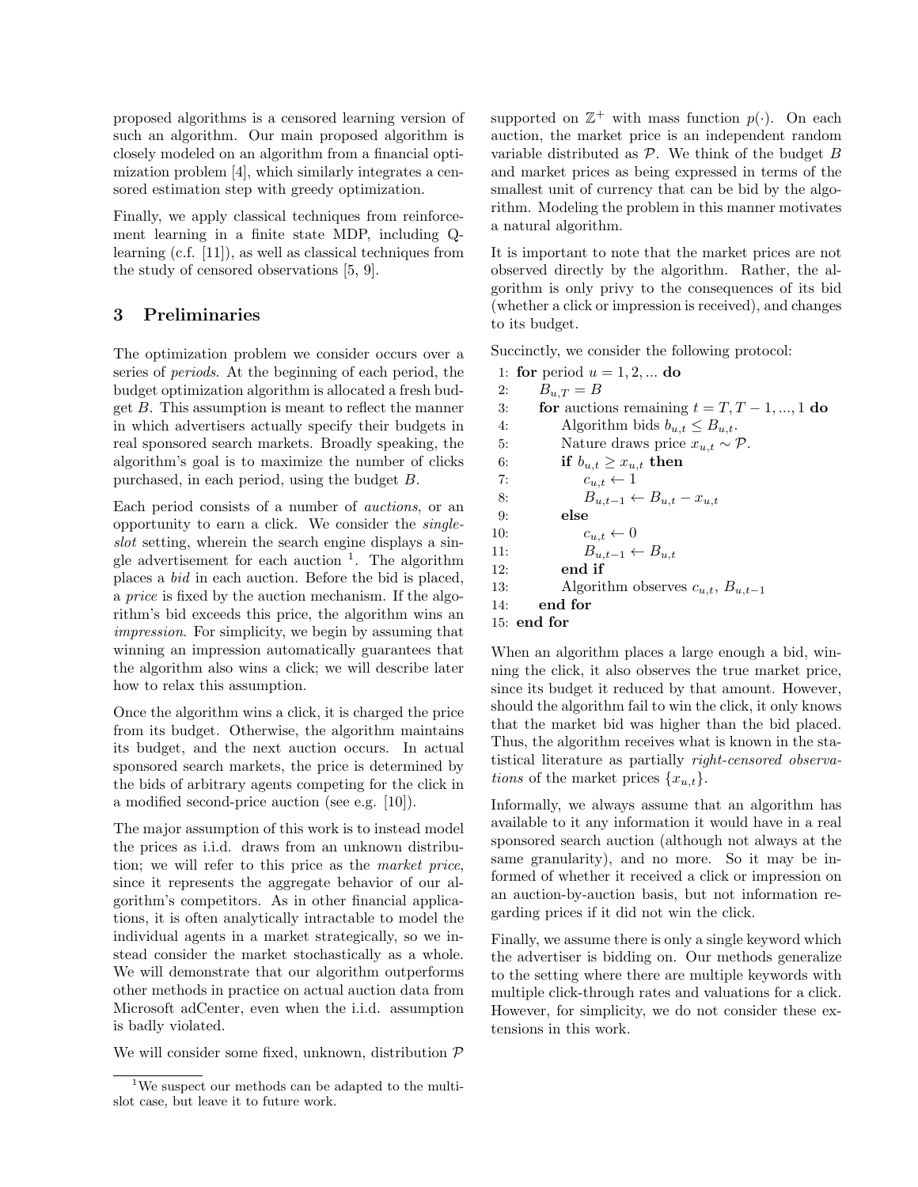proposed algorithms is a censored learning version of such an algorithm. Our main proposed algorithm is closely modeled on an algorithm from a financial optimization problem [4], which similarly integrates a censored estimation step with greedy optimization.

Finally, we apply classical techniques from reinforcement learning in a finite state MDP, including Q-learning (c.f. [11]), as well as classical techniques from the study of censored observations [5, 9].

## 3 Preliminaries

The optimization problem we consider occurs over a series of *periods*. At the beginning of each period, the budget optimization algorithm is allocated a fresh budget $B$. This assumption is meant to reflect the manner in which advertisers actually specify their budgets in real sponsored search markets. Broadly speaking, the algorithm's goal is to maximize the number of clicks purchased, in each period, using the budget $B$.

Each period consists of a number of *auctions*, or an opportunity to earn a click. We consider the *single-slot* setting, wherein the search engine displays a single advertisement for each auction [1]. The algorithm places a *bid* in each auction. Before the bid is placed, a *price* is fixed by the auction mechanism. If the algorithm's bid exceeds this price, the algorithm wins an *impression*. For simplicity, we begin by assuming that winning an impression automatically guarantees that the algorithm also wins a click; we will describe later how to relax this assumption.

Once the algorithm wins a click, it is charged the price from its budget. Otherwise, the algorithm maintains its budget, and the next auction occurs. In actual sponsored search markets, the price is determined by the bids of arbitrary agents competing for the click in a modified second-price auction (see e.g. [10]).

The major assumption of this work is to instead model the prices as i.i.d. draws from an unknown distribution; we will refer to this price as the *market price*, since it represents the aggregate behavior of our algorithm's competitors. As in other financial applications, it is often analytically intractable to model the individual agents in a market strategically, so we instead consider the market stochastically as a whole. We will demonstrate that our algorithm outperforms other methods in practice on actual auction data from Microsoft adCenter, even when the i.i.d. assumption is badly violated.

We will consider some fixed, unknown, distribution $\mathcal{P}$ supported on $\mathbb{Z}^+$ with mass function $p(\cdot)$. On each auction, the market price is an independent random variable distributed as $\mathcal{P}$. We think of the budget $B$ and market prices as being expressed in terms of the smallest unit of currency that can be bid by the algorithm. Modeling the problem in this manner motivates a natural algorithm.

It is important to note that the market prices are not observed directly by the algorithm. Rather, the algorithm is only privy to the consequences of its bid (whether a click or impression is received), and changes to its budget.

Succinctly, we consider the following protocol:

```
1: for period u = 1, 2, ... do
2:     B_{u,T} = B
3:     for auctions remaining t = T, T − 1, ..., 1 do
4:         Algorithm bids b_{u,t} ≤ B_{u,t}.
5:         Nature draws price x_{u,t} ~ P.
6:         if b_{u,t} ≥ x_{u,t} then
7:             c_{u,t} ← 1
8:             B_{u,t−1} ← B_{u,t} − x_{u,t}
9:         else
10:            c_{u,t} ← 0
11:            B_{u,t−1} ← B_{u,t}
12:        end if
13:        Algorithm observes c_{u,t}, B_{u,t−1}
14:    end for
15: end for
```

When an algorithm places a large enough a bid, winning the click, it also observes the true market price, since its budget it reduced by that amount. However, should the algorithm fail to win the click, it only knows that the market bid was higher than the bid placed. Thus, the algorithm receives what is known in the statistical literature as partially *right-censored observations* of the market prices $\{x_{u,t}\}$.

Informally, we always assume that an algorithm has available to it any information it would have in a real sponsored search auction (although not always at the same granularity), and no more. So it may be informed of whether it received a click or impression on an auction-by-auction basis, but not information regarding prices if it did not win the click.

Finally, we assume there is only a single keyword which the advertiser is bidding on. Our methods generalize to the setting where there are multiple keywords with multiple click-through rates and valuations for a click. However, for simplicity, we do not consider these extensions in this work.

[1] We suspect our methods can be adapted to the multi-slot case, but leave it to future work.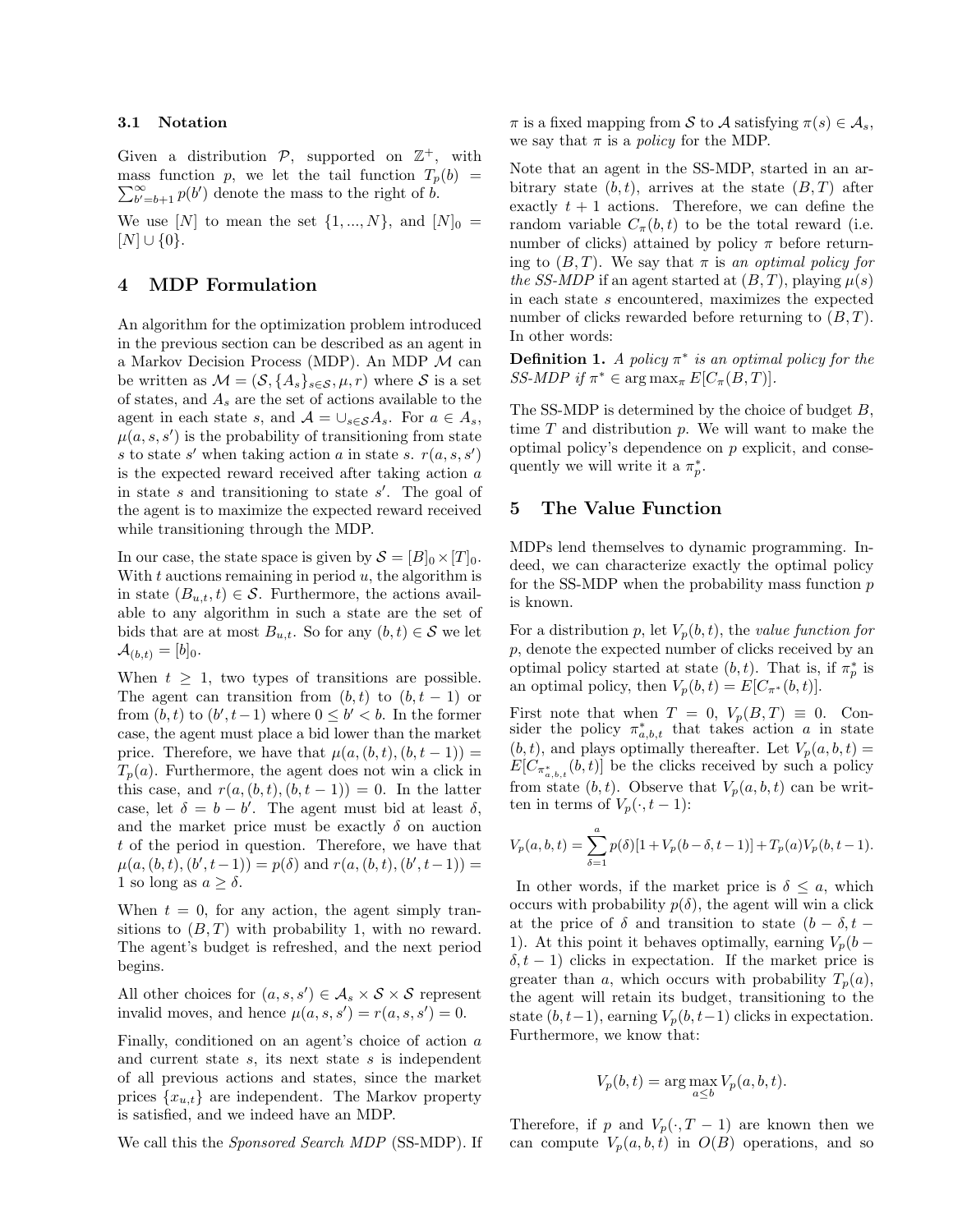### 3.1 Notation

Given a distribution $\mathcal{P}$, supported on $\mathbb{Z}^+$, with mass function $p$, we let the tail function $T_p(b) = \sum_{b'=b+1}^{\infty} p(b')$ denote the mass to the right of $b$.

We use $[N]$ to mean the set $\{1, ..., N\}$, and $[N]_0 = [N] \cup \{0\}$.

# 4 MDP Formulation

An algorithm for the optimization problem introduced in the previous section can be described as an agent in a Markov Decision Process (MDP). An MDP $\mathcal{M}$ can be written as $\mathcal{M} = (\mathcal{S}, \{A_s\}_{s \in \mathcal{S}}, \mu, r)$ where $\mathcal{S}$ is a set of states, and $A_s$ are the set of actions available to the agent in each state $s$, and $\mathcal{A} = \cup_{s \in \mathcal{S}} A_s$. For $a \in A_s$, $\mu(a, s, s')$ is the probability of transitioning from state $s$ to state $s'$ when taking action $a$ in state $s$. $r(a, s, s')$ is the expected reward received after taking action $a$ in state $s$ and transitioning to state $s'$. The goal of the agent is to maximize the expected reward received while transitioning through the MDP.

In our case, the state space is given by $\mathcal{S} = [B]_0 \times [T]_0$. With $t$ auctions remaining in period $u$, the algorithm is in state $(B_{u,t}, t) \in \mathcal{S}$. Furthermore, the actions available to any algorithm in such a state are the set of bids that are at most $B_{u,t}$. So for any $(b, t) \in \mathcal{S}$ we let $\mathcal{A}_{(b,t)} = [b]_0$.

When $t \geq 1$, two types of transitions are possible. The agent can transition from $(b, t)$ to $(b, t-1)$ or from $(b, t)$ to $(b', t-1)$ where $0 \leq b' < b$. In the former case, the agent must place a bid lower than the market price. Therefore, we have that $\mu(a, (b, t), (b, t-1)) = T_p(a)$. Furthermore, the agent does not win a click in this case, and $r(a, (b, t), (b, t-1)) = 0$. In the latter case, let $\delta = b - b'$. The agent must bid at least $\delta$, and the market price must be exactly $\delta$ on auction $t$ of the period in question. Therefore, we have that $\mu(a, (b, t), (b', t-1)) = p(\delta)$ and $r(a, (b, t), (b', t-1)) = 1$ so long as $a \geq \delta$.

When $t = 0$, for any action, the agent simply transitions to $(B, T)$ with probability 1, with no reward. The agent's budget is refreshed, and the next period begins.

All other choices for $(a, s, s') \in \mathcal{A}_s \times \mathcal{S} \times \mathcal{S}$ represent invalid moves, and hence $\mu(a, s, s') = r(a, s, s') = 0$.

Finally, conditioned on an agent's choice of action $a$ and current state $s$, its next state $s$ is independent of all previous actions and states, since the market prices $\{x_{u,t}\}$ are independent. The Markov property is satisfied, and we indeed have an MDP.

We call this the *Sponsored Search MDP* (SS-MDP). If $\pi$ is a fixed mapping from $\mathcal{S}$ to $\mathcal{A}$ satisfying $\pi(s) \in \mathcal{A}_s$, we say that $\pi$ is a *policy* for the MDP.

Note that an agent in the SS-MDP, started in an arbitrary state $(b, t)$, arrives at the state $(B, T)$ after exactly $t + 1$ actions. Therefore, we can define the random variable $C_\pi(b, t)$ to be the total reward (i.e. number of clicks) attained by policy $\pi$ before returning to $(B, T)$. We say that $\pi$ is *an optimal policy for the SS-MDP* if an agent started at $(B, T)$, playing $\mu(s)$ in each state $s$ encountered, maximizes the expected number of clicks rewarded before returning to $(B, T)$. In other words:

**Definition 1.** *A policy $\pi^*$ is an optimal policy for the SS-MDP if $\pi^* \in \arg\max_\pi E[C_\pi(B, T)]$.*

The SS-MDP is determined by the choice of budget $B$, time $T$ and distribution $p$. We will want to make the optimal policy's dependence on $p$ explicit, and consequently we will write it a $\pi_p^*$.

# 5 The Value Function

MDPs lend themselves to dynamic programming. Indeed, we can characterize exactly the optimal policy for the SS-MDP when the probability mass function $p$ is known.

For a distribution $p$, let $V_p(b, t)$, the *value function for p*, denote the expected number of clicks received by an optimal policy started at state $(b, t)$. That is, if $\pi_p^*$ is an optimal policy, then $V_p(b, t) = E[C_{\pi^*}(b, t)]$.

First note that when $T = 0$, $V_p(B, T) \equiv 0$. Consider the policy $\pi^*_{a,b,t}$ that takes action $a$ in state $(b, t)$, and plays optimally thereafter. Let $V_p(a, b, t) = E[C_{\pi^*_{a,b,t}}(b, t)]$ be the clicks received by such a policy from state $(b, t)$. Observe that $V_p(a, b, t)$ can be written in terms of $V_p(\cdot, t-1)$:

$$V_p(a, b, t) = \sum_{\delta=1}^{a} p(\delta)[1 + V_p(b - \delta, t-1)] + T_p(a) V_p(b, t-1).$$

In other words, if the market price is $\delta \leq a$, which occurs with probability $p(\delta)$, the agent will win a click at the price of $\delta$ and transition to state $(b - \delta, t - 1)$. At this point it behaves optimally, earning $V_p(b - \delta, t-1)$ clicks in expectation. If the market price is greater than $a$, which occurs with probability $T_p(a)$, the agent will retain its budget, transitioning to the state $(b, t-1)$, earning $V_p(b, t-1)$ clicks in expectation. Furthermore, we know that:

$$V_p(b, t) = \arg\max_{a \leq b} V_p(a, b, t).$$

Therefore, if $p$ and $V_p(\cdot, T-1)$ are known then we can compute $V_p(a, b, t)$ in $O(B)$ operations, and so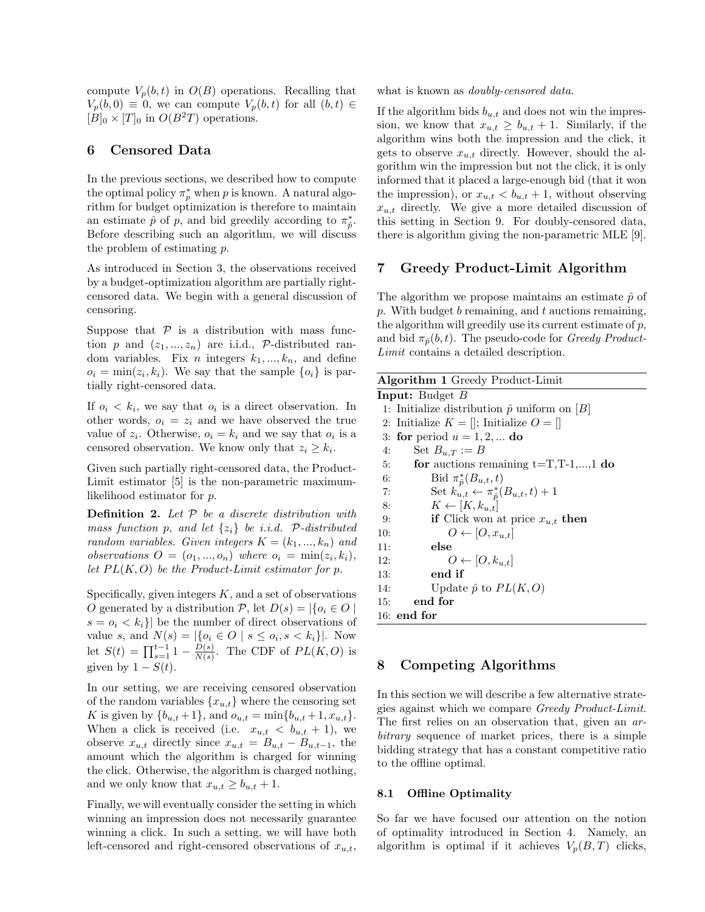compute $V_p(b,t)$ in $O(B)$ operations. Recalling that $V_p(b,0) \equiv 0$, we can compute $V_p(b,t)$ for all $(b,t) \in [B]_0 \times [T]_0$ in $O(B^2T)$ operations.

## 6 Censored Data

In the previous sections, we described how to compute the optimal policy $\pi_p^*$ when $p$ is known. A natural algorithm for budget optimization is therefore to maintain an estimate $\hat{p}$ of $p$, and bid greedily according to $\pi_{\hat{p}}^*$. Before describing such an algorithm, we will discuss the problem of estimating $p$.

As introduced in Section 3, the observations received by a budget-optimization algorithm are partially right-censored data. We begin with a general discussion of censoring.

Suppose that $\mathcal{P}$ is a distribution with mass function $p$ and $(z_1, ..., z_n)$ are i.i.d., $\mathcal{P}$-distributed random variables. Fix $n$ integers $k_1, ..., k_n$, and define $o_i = \min(z_i, k_i)$. We say that the sample $\{o_i\}$ is partially right-censored data.

If $o_i < k_i$, we say that $o_i$ is a direct observation. In other words, $o_i = z_i$ and we have observed the true value of $z_i$. Otherwise, $o_i = k_i$ and we say that $o_i$ is a censored observation. We know only that $z_i \geq k_i$.

Given such partially right-censored data, the Product-Limit estimator [5] is the non-parametric maximum-likelihood estimator for $p$.

**Definition 2.** *Let $\mathcal{P}$ be a discrete distribution with mass function $p$, and let $\{z_i\}$ be i.i.d. $\mathcal{P}$-distributed random variables. Given integers $K = (k_1, ..., k_n)$ and observations $O = (o_1, ..., o_n)$ where $o_i = \min(z_i, k_i)$, let $PL(K,O)$ be the Product-Limit estimator for $p$.*

Specifically, given integers $K$, and a set of observations $O$ generated by a distribution $\mathcal{P}$, let $D(s) = |\{o_i \in O \mid s = o_i < k_i\}|$ be the number of direct observations of value $s$, and $N(s) = |\{o_i \in O \mid s \leq o_i, s < k_i\}|$. Now let $S(t) = \prod_{s=1}^{t-1} 1 - \frac{D(s)}{N(s)}$. The CDF of $PL(K,O)$ is given by $1 - S(t)$.

In our setting, we are receiving censored observation of the random variables $\{x_{u,t}\}$ where the censoring set $K$ is given by $\{b_{u,t}+1\}$, and $o_{u,t} = \min\{b_{u,t}+1, x_{u,t}\}$. When a click is received (i.e. $x_{u,t} < b_{u,t}+1$), we observe $x_{u,t}$ directly since $x_{u,t} = B_{u,t} - B_{u,t-1}$, the amount which the algorithm is charged for winning the click. Otherwise, the algorithm is charged nothing, and we only know that $x_{u,t} \geq b_{u,t}+1$.

Finally, we will eventually consider the setting in which winning an impression does not necessarily guarantee winning a click. In such a setting, we will have both left-censored and right-censored observations of $x_{u,t}$, what is known as *doubly-censored data*.

If the algorithm bids $b_{u,t}$ and does not win the impression, we know that $x_{u,t} \geq b_{u,t}+1$. Similarly, if the algorithm wins both the impression and the click, it gets to observe $x_{u,t}$ directly. However, should the algorithm win the impression but not the click, it is only informed that it placed a large-enough bid (that it won the impression), or $x_{u,t} < b_{u,t}+1$, without observing $x_{u,t}$ directly. We give a more detailed discussion of this setting in Section 9. For doubly-censored data, there is algorithm giving the non-parametric MLE [9].

## 7 Greedy Product-Limit Algorithm

The algorithm we propose maintains an estimate $\hat{p}$ of $p$. With budget $b$ remaining, and $t$ auctions remaining, the algorithm will greedily use its current estimate of $p$, and bid $\pi_{\hat{p}}(b,t)$. The pseudo-code for *Greedy Product-Limit* contains a detailed description.

**Algorithm 1** Greedy Product-Limit

**Input:** Budget $B$

1: Initialize distribution $\hat{p}$ uniform on $[B]$
2: Initialize $K = []$; Initialize $O = []$
3: **for** period $u = 1, 2, ...$ **do**
4: Set $B_{u,T} := B$
5: **for** auctions remaining t=T,T-1,...,1 **do**
6: Bid $\pi_{\hat{p}}^*(B_{u,t}, t)$
7: Set $k_{u,t} \leftarrow \pi_{\hat{p}}^*(B_{u,t}, t) + 1$
8: $K \leftarrow [K, k_{u,t}]$
9: **if** Click won at price $x_{u,t}$ **then**
10: $O \leftarrow [O, x_{u,t}]$
11: **else**
12: $O \leftarrow [O, k_{u,t}]$
13: **end if**
14: Update $\hat{p}$ to $PL(K,O)$
15: **end for**
16: **end for**

## 8 Competing Algorithms

In this section we will describe a few alternative strategies against which we compare *Greedy Product-Limit*. The first relies on an observation that, given an *arbitrary* sequence of market prices, there is a simple bidding strategy that has a constant competitive ratio to the offline optimal.

### 8.1 Offline Optimality

So far we have focused our attention on the notion of optimality introduced in Section 4. Namely, an algorithm is optimal if it achieves $V_p(B,T)$ clicks,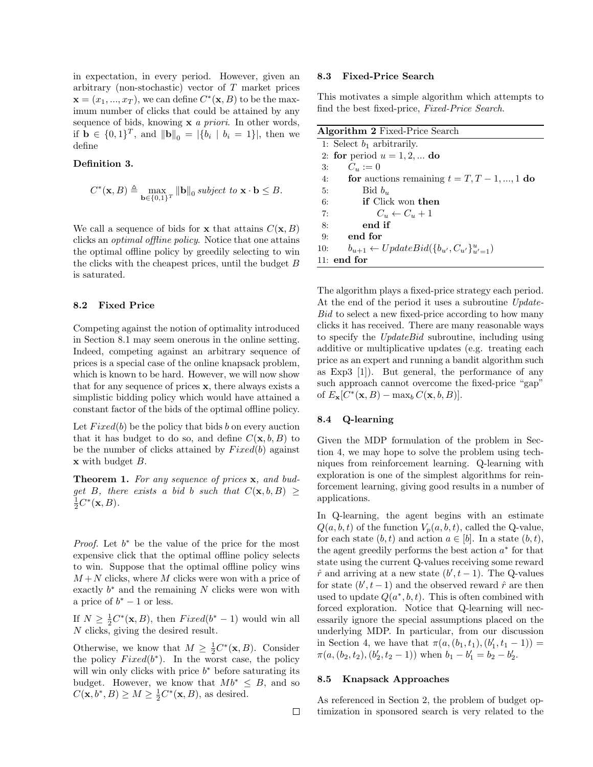in expectation, in every period. However, given an arbitrary (non-stochastic) vector of $T$ market prices $\mathbf{x} = (x_1, ..., x_T)$, we can define $C^*(\mathbf{x}, B)$ to be the maximum number of clicks that could be attained by any sequence of bids, knowing $\mathbf{x}$ *a priori*. In other words, if $\mathbf{b} \in \{0,1\}^T$, and $\|\mathbf{b}\|_0 = |\{b_i \mid b_i = 1\}|$, then we define

**Definition 3.**

$$C^*(\mathbf{x}, B) \triangleq \max_{\mathbf{b} \in \{0,1\}^T} \|\mathbf{b}\|_0 \text{ subject to } \mathbf{x} \cdot \mathbf{b} \leq B.$$

We call a sequence of bids for $\mathbf{x}$ that attains $C(\mathbf{x}, B)$ clicks an *optimal offline policy*. Notice that one attains the optimal offline policy by greedily selecting to win the clicks with the cheapest prices, until the budget $B$ is saturated.

### 8.2 Fixed Price

Competing against the notion of optimality introduced in Section 8.1 may seem onerous in the online setting. Indeed, competing against an arbitrary sequence of prices is a special case of the online knapsack problem, which is known to be hard. However, we will now show that for any sequence of prices $\mathbf{x}$, there always exists a simplistic bidding policy which would have attained a constant factor of the bids of the optimal offline policy.

Let $Fixed(b)$ be the policy that bids $b$ on every auction that it has budget to do so, and define $C(\mathbf{x}, b, B)$ to be the number of clicks attained by $Fixed(b)$ against $\mathbf{x}$ with budget $B$.

**Theorem 1.** *For any sequence of prices $\mathbf{x}$, and budget $B$, there exists a bid $b$ such that $C(\mathbf{x}, b, B) \geq \frac{1}{2}C^*(\mathbf{x}, B)$.*

*Proof.* Let $b^*$ be the value of the price for the most expensive click that the optimal offline policy selects to win. Suppose that the optimal offline policy wins $M + N$ clicks, where $M$ clicks were won with a price of exactly $b^*$ and the remaining $N$ clicks were won with a price of $b^* - 1$ or less.

If $N \geq \frac{1}{2}C^*(\mathbf{x}, B)$, then $Fixed(b^* - 1)$ would win all $N$ clicks, giving the desired result.

Otherwise, we know that $M \geq \frac{1}{2}C^*(\mathbf{x}, B)$. Consider the policy $Fixed(b^*)$. In the worst case, the policy will win only clicks with price $b^*$ before saturating its budget. However, we know that $Mb^* \leq B$, and so $C(\mathbf{x}, b^*, B) \geq M \geq \frac{1}{2}C^*(\mathbf{x}, B)$, as desired. $\square$

### 8.3 Fixed-Price Search

This motivates a simple algorithm which attempts to find the best fixed-price, *Fixed-Price Search*.

**Algorithm 2** Fixed-Price Search

```
1:  Select b_1 arbitrarily.
2:  for period u = 1, 2, ... do
3:      C_u := 0
4:      for auctions remaining t = T, T − 1, ..., 1 do
5:          Bid b_u
6:          if Click won then
7:              C_u ← C_u + 1
8:          end if
9:      end for
10:     b_{u+1} ← UpdateBid({b_{u'}, C_{u'}}_{u'=1}^{u})
11: end for
```

The algorithm plays a fixed-price strategy each period. At the end of the period it uses a subroutine *UpdateBid* to select a new fixed-price according to how many clicks it has received. There are many reasonable ways to specify the *UpdateBid* subroutine, including using additive or multiplicative updates (e.g. treating each price as an expert and running a bandit algorithm such as Exp3 [1]). But general, the performance of any such approach cannot overcome the fixed-price "gap" of $E_{\mathbf{x}}[C^*(\mathbf{x}, B) - \max_b C(\mathbf{x}, b, B)]$.

### 8.4 Q-learning

Given the MDP formulation of the problem in Section 4, we may hope to solve the problem using techniques from reinforcement learning. Q-learning with exploration is one of the simplest algorithms for reinforcement learning, giving good results in a number of applications.

In Q-learning, the agent begins with an estimate $Q(a, b, t)$ of the function $V_p(a, b, t)$, called the Q-value, for each state $(b, t)$ and action $a \in [b]$. In a state $(b, t)$, the agent greedily performs the best action $a^*$ for that state using the current Q-values receiving some reward $\hat{r}$ and arriving at a new state $(b', t - 1)$. The Q-values for state $(b', t - 1)$ and the observed reward $\hat{r}$ are then used to update $Q(a^*, b, t)$. This is often combined with forced exploration. Notice that Q-learning will necessarily ignore the special assumptions placed on the underlying MDP. In particular, from our discussion in Section 4, we have that $\pi(a, (b_1, t_1), (b'_1, t_1 - 1)) = \pi(a, (b_2, t_2), (b'_2, t_2 - 1))$ when $b_1 - b'_1 = b_2 - b'_2$.

### 8.5 Knapsack Approaches

As referenced in Section 2, the problem of budget optimization in sponsored search is very related to the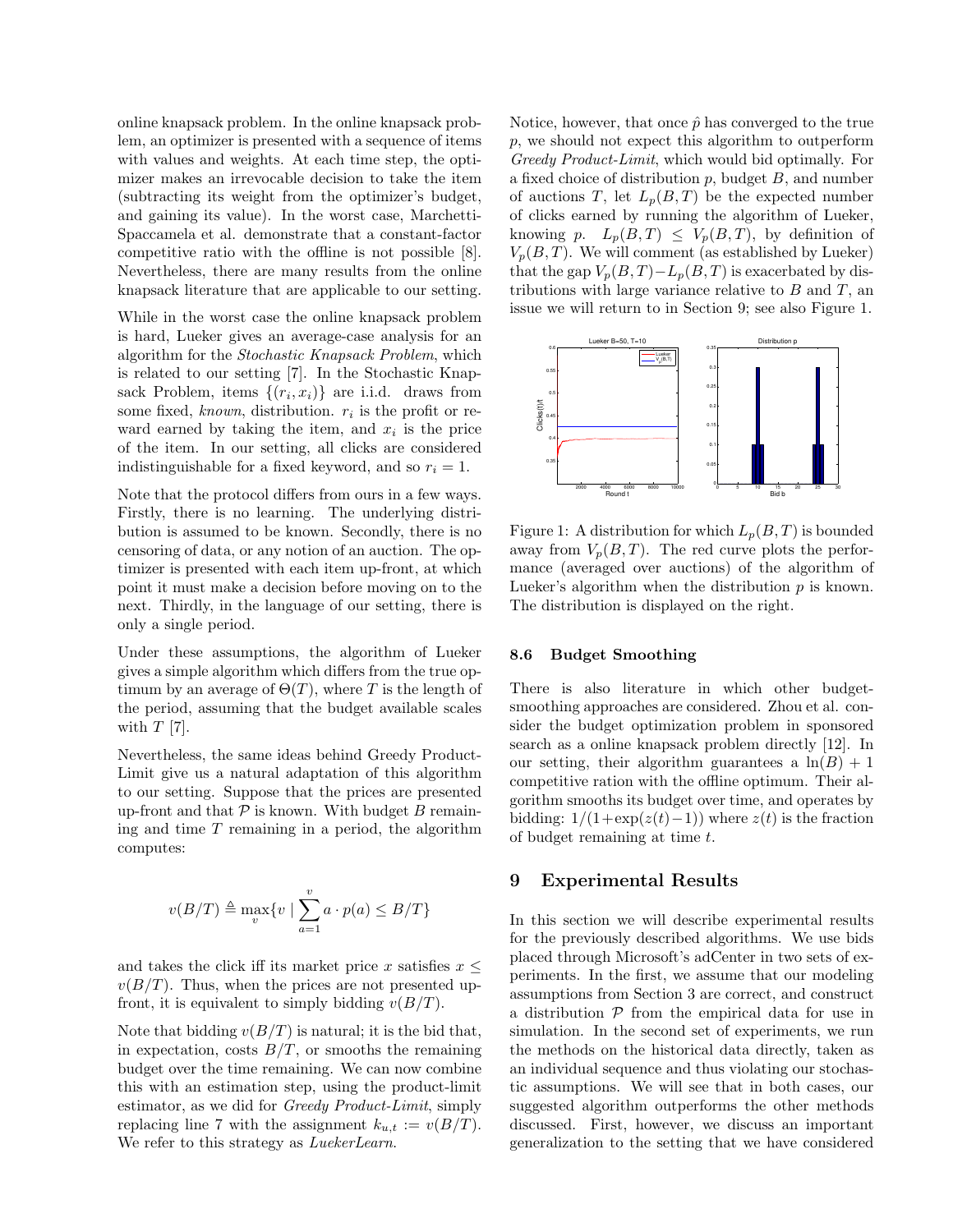online knapsack problem. In the online knapsack problem, an optimizer is presented with a sequence of items with values and weights. At each time step, the optimizer makes an irrevocable decision to take the item (subtracting its weight from the optimizer's budget, and gaining its value). In the worst case, Marchetti-Spaccamela et al. demonstrate that a constant-factor competitive ratio with the offline is not possible [8]. Nevertheless, there are many results from the online knapsack literature that are applicable to our setting.

While in the worst case the online knapsack problem is hard, Lueker gives an average-case analysis for an algorithm for the *Stochastic Knapsack Problem*, which is related to our setting [7]. In the Stochastic Knapsack Problem, items $\{(r_i, x_i)\}$ are i.i.d. draws from some fixed, *known*, distribution. $r_i$ is the profit or reward earned by taking the item, and $x_i$ is the price of the item. In our setting, all clicks are considered indistinguishable for a fixed keyword, and so $r_i = 1$.

Note that the protocol differs from ours in a few ways. Firstly, there is no learning. The underlying distribution is assumed to be known. Secondly, there is no censoring of data, or any notion of an auction. The optimizer is presented with each item up-front, at which point it must make a decision before moving on to the next. Thirdly, in the language of our setting, there is only a single period.

Under these assumptions, the algorithm of Lueker gives a simple algorithm which differs from the true optimum by an average of $\Theta(T)$, where $T$ is the length of the period, assuming that the budget available scales with $T$ [7].

Nevertheless, the same ideas behind Greedy Product-Limit give us a natural adaptation of this algorithm to our setting. Suppose that the prices are presented up-front and that $\mathcal{P}$ is known. With budget $B$ remaining and time $T$ remaining in a period, the algorithm computes:

$$v(B/T) \triangleq \max_v \{v \mid \sum_{a=1}^{v} a \cdot p(a) \leq B/T\}$$

and takes the click iff its market price $x$ satisfies $x \leq v(B/T)$. Thus, when the prices are not presented up-front, it is equivalent to simply bidding $v(B/T)$.

Note that bidding $v(B/T)$ is natural; it is the bid that, in expectation, costs $B/T$, or smooths the remaining budget over the time remaining. We can now combine this with an estimation step, using the product-limit estimator, as we did for *Greedy Product-Limit*, simply replacing line 7 with the assignment $k_{u,t} := v(B/T)$. We refer to this strategy as *LuekerLearn*.

Notice, however, that once $\hat{p}$ has converged to the true $p$, we should not expect this algorithm to outperform *Greedy Product-Limit*, which would bid optimally. For a fixed choice of distribution $p$, budget $B$, and number of auctions $T$, let $L_p(B,T)$ be the expected number of clicks earned by running the algorithm of Lueker, knowing $p$. $L_p(B,T) \leq V_p(B,T)$, by definition of $V_p(B,T)$. We will comment (as established by Lueker) that the gap $V_p(B,T) - L_p(B,T)$ is exacerbated by distributions with large variance relative to $B$ and $T$, an issue we will return to in Section 9; see also Figure 1.

Lueker B=50, T=10

Clicks(t)/t

Round t

Lueker

$V_p(B,T)$

Distribution p

Bid b

Figure 1: A distribution for which $L_p(B,T)$ is bounded away from $V_p(B,T)$. The red curve plots the performance (averaged over auctions) of the algorithm of Lueker's algorithm when the distribution $p$ is known. The distribution is displayed on the right.

### 8.6 Budget Smoothing

There is also literature in which other budget-smoothing approaches are considered. Zhou et al. consider the budget optimization problem in sponsored search as a online knapsack problem directly [12]. In our setting, their algorithm guarantees a $\ln(B) + 1$ competitive ration with the offline optimum. Their algorithm smooths its budget over time, and operates by bidding: $1/(1+\exp(z(t)-1))$ where $z(t)$ is the fraction of budget remaining at time $t$.

## 9 Experimental Results

In this section we will describe experimental results for the previously described algorithms. We use bids placed through Microsoft's adCenter in two sets of experiments. In the first, we assume that our modeling assumptions from Section 3 are correct, and construct a distribution $\mathcal{P}$ from the empirical data for use in simulation. In the second set of experiments, we run the methods on the historical data directly, taken as an individual sequence and thus violating our stochastic assumptions. We will see that in both cases, our suggested algorithm outperforms the other methods discussed. First, however, we discuss an important generalization to the setting that we have considered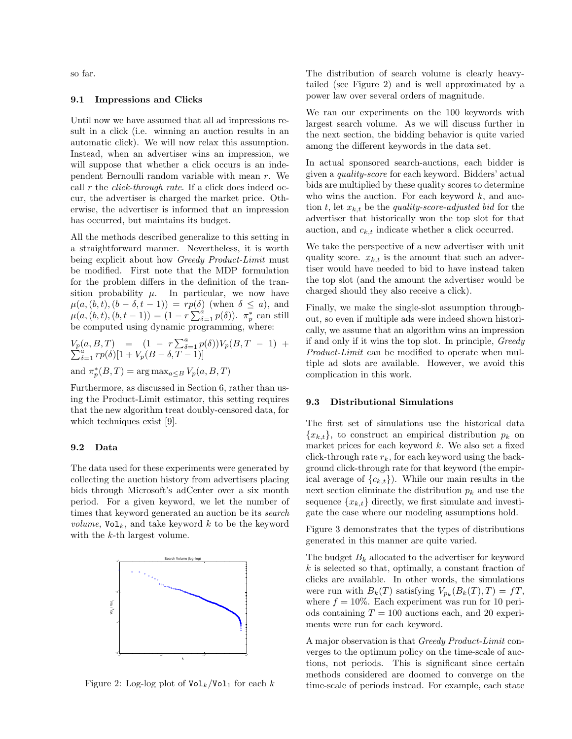so far.

### 9.1 Impressions and Clicks

Until now we have assumed that all ad impressions result in a click (i.e. winning an auction results in an automatic click). We will now relax this assumption. Instead, when an advertiser wins an impression, we will suppose that whether a click occurs is an independent Bernoulli random variable with mean $r$. We call $r$ the *click-through rate*. If a click does indeed occur, the advertiser is charged the market price. Otherwise, the advertiser is informed that an impression has occurred, but maintains its budget.

All the methods described generalize to this setting in a straightforward manner. Nevertheless, it is worth being explicit about how *Greedy Product-Limit* must be modified. First note that the MDP formulation for the problem differs in the definition of the transition probability $\mu$. In particular, we now have $\mu(a,(b,t),(b-\delta,t-1)) = rp(\delta)$ (when $\delta \leq a$), and $\mu(a,(b,t),(b,t-1)) = (1 - r\sum_{\delta=1}^{a} p(\delta))$. $\pi_p^*$ can still be computed using dynamic programming, where:

$V_p(a,B,T) = (1 - r\sum_{\delta=1}^{a} p(\delta))V_p(B,T-1) + \sum_{\delta=1}^{a} rp(\delta)[1 + V_p(B-\delta,T-1)]$

and $\pi_p^*(B,T) = \arg\max_{a \leq B} V_p(a,B,T)$

Furthermore, as discussed in Section 6, rather than using the Product-Limit estimator, this setting requires that the new algorithm treat doubly-censored data, for which techniques exist [9].

### 9.2 Data

The data used for these experiments were generated by collecting the auction history from advertisers placing bids through Microsoft's adCenter over a six month period. For a given keyword, we let the number of times that keyword generated an auction be its *search volume*, $\texttt{Vol}_k$, and take keyword $k$ to be the keyword with the $k$-th largest volume.

Search Volume (log–log)

$\texttt{Vol}_k$ / $\texttt{Vol}_1$

k

Figure 2: Log-log plot of $\texttt{Vol}_k/\texttt{Vol}_1$ for each $k$

The distribution of search volume is clearly heavy-tailed (see Figure 2) and is well approximated by a power law over several orders of magnitude.

We ran our experiments on the 100 keywords with largest search volume. As we will discuss further in the next section, the bidding behavior is quite varied among the different keywords in the data set.

In actual sponsored search-auctions, each bidder is given a *quality-score* for each keyword. Bidders' actual bids are multiplied by these quality scores to determine who wins the auction. For each keyword $k$, and auction $t$, let $x_{k,t}$ be the *quality-score-adjusted bid* for the advertiser that historically won the top slot for that auction, and $c_{k,t}$ indicate whether a click occurred.

We take the perspective of a new advertiser with unit quality score. $x_{k,t}$ is the amount that such an advertiser would have needed to bid to have instead taken the top slot (and the amount the advertiser would be charged should they also receive a click).

Finally, we make the single-slot assumption throughout, so even if multiple ads were indeed shown historically, we assume that an algorithm wins an impression if and only if it wins the top slot. In principle, *Greedy Product-Limit* can be modified to operate when multiple ad slots are available. However, we avoid this complication in this work.

### 9.3 Distributional Simulations

The first set of simulations use the historical data $\{x_{k,t}\}$, to construct an empirical distribution $p_k$ on market prices for each keyword $k$. We also set a fixed click-through rate $r_k$, for each keyword using the background click-through rate for that keyword (the empirical average of $\{c_{k,t}\}$). While our main results in the next section eliminate the distribution $p_k$ and use the sequence $\{x_{k,t}\}$ directly, we first simulate and investigate the case where our modeling assumptions hold.

Figure 3 demonstrates that the types of distributions generated in this manner are quite varied.

The budget $B_k$ allocated to the advertiser for keyword $k$ is selected so that, optimally, a constant fraction of clicks are available. In other words, the simulations were run with $B_k(T)$ satisfying $V_{p_k}(B_k(T),T) = fT$, where $f = 10\%$. Each experiment was run for 10 periods containing $T = 100$ auctions each, and 20 experiments were run for each keyword.

A major observation is that *Greedy Product-Limit* converges to the optimum policy on the time-scale of auctions, not periods. This is significant since certain methods considered are doomed to converge on the time-scale of periods instead. For example, each state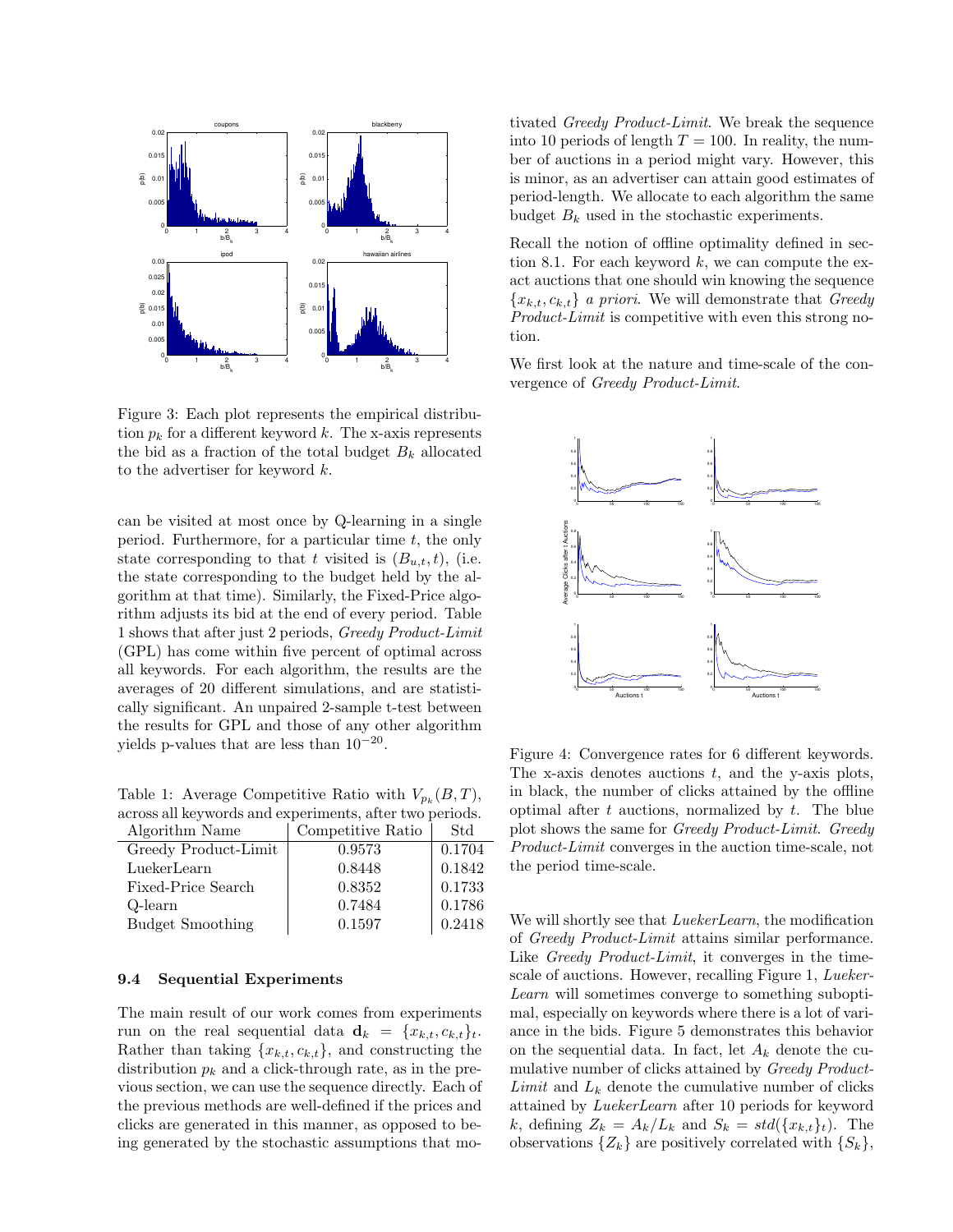coupons

0.02
0.015
0.01
0.005
0

p(b)

0 1 2 3 4

b/B_k

blackberry

0.02
0.015
0.01
0.005
0

p(b)

0 1 2 3 4

b/B_k

ipod

0.03
0.025
0.02
0.015
0.01
0.005
0

p(b)

0 1 2 3 4

b/B_k

hawaiian airlines

0.02
0.015
0.01
0.005
0

p(b)

0 1 2 3 4

b/B_k

Figure 3: Each plot represents the empirical distribution $p_k$ for a different keyword $k$. The x-axis represents the bid as a fraction of the total budget $B_k$ allocated to the advertiser for keyword $k$.

can be visited at most once by Q-learning in a single period. Furthermore, for a particular time $t$, the only state corresponding to that $t$ visited is $(B_{u,t}, t)$, (i.e. the state corresponding to the budget held by the algorithm at that time). Similarly, the Fixed-Price algorithm adjusts its bid at the end of every period. Table 1 shows that after just 2 periods, *Greedy Product-Limit* (GPL) has come within five percent of optimal across all keywords. For each algorithm, the results are the averages of 20 different simulations, and are statistically significant. An unpaired 2-sample t-test between the results for GPL and those of any other algorithm yields p-values that are less than $10^{-20}$.

Table 1: Average Competitive Ratio with $V_{p_k}(B, T)$, across all keywords and experiments, after two periods.

| Algorithm Name | Competitive Ratio | Std |
|---|---|---|
| Greedy Product-Limit | 0.9573 | 0.1704 |
| LuekerLearn | 0.8448 | 0.1842 |
| Fixed-Price Search | 0.8352 | 0.1733 |
| Q-learn | 0.7484 | 0.1786 |
| Budget Smoothing | 0.1597 | 0.2418 |

### 9.4 Sequential Experiments

The main result of our work comes from experiments run on the real sequential data $\mathbf{d}_k = \{x_{k,t}, c_{k,t}\}_t$. Rather than taking $\{x_{k,t}, c_{k,t}\}$, and constructing the distribution $p_k$ and a click-through rate, as in the previous section, we can use the sequence directly. Each of the previous methods are well-defined if the prices and clicks are generated in this manner, as opposed to being generated by the stochastic assumptions that motivated *Greedy Product-Limit*. We break the sequence into 10 periods of length $T = 100$. In reality, the number of auctions in a period might vary. However, this is minor, as an advertiser can attain good estimates of period-length. We allocate to each algorithm the same budget $B_k$ used in the stochastic experiments.

Recall the notion of offline optimality defined in section 8.1. For each keyword $k$, we can compute the exact auctions that one should win knowing the sequence $\{x_{k,t}, c_{k,t}\}$ *a priori*. We will demonstrate that *Greedy Product-Limit* is competitive with even this strong notion.

We first look at the nature and time-scale of the convergence of *Greedy Product-Limit*.

Average Clicks after t Auctions

Auctions t

Auctions t

Figure 4: Convergence rates for 6 different keywords. The x-axis denotes auctions $t$, and the y-axis plots, in black, the number of clicks attained by the offline optimal after $t$ auctions, normalized by $t$. The blue plot shows the same for *Greedy Product-Limit*. *Greedy Product-Limit* converges in the auction time-scale, not the period time-scale.

We will shortly see that *LuekerLearn*, the modification of *Greedy Product-Limit* attains similar performance. Like *Greedy Product-Limit*, it converges in the time-scale of auctions. However, recalling Figure 1, *LuekerLearn* will sometimes converge to something suboptimal, especially on keywords where there is a lot of variance in the bids. Figure 5 demonstrates this behavior on the sequential data. In fact, let $A_k$ denote the cumulative number of clicks attained by *Greedy Product-Limit* and $L_k$ denote the cumulative number of clicks attained by *LuekerLearn* after 10 periods for keyword $k$, defining $Z_k = A_k/L_k$ and $S_k = std(\{x_{k,t}\}_t)$. The observations $\{Z_k\}$ are positively correlated with $\{S_k\}$,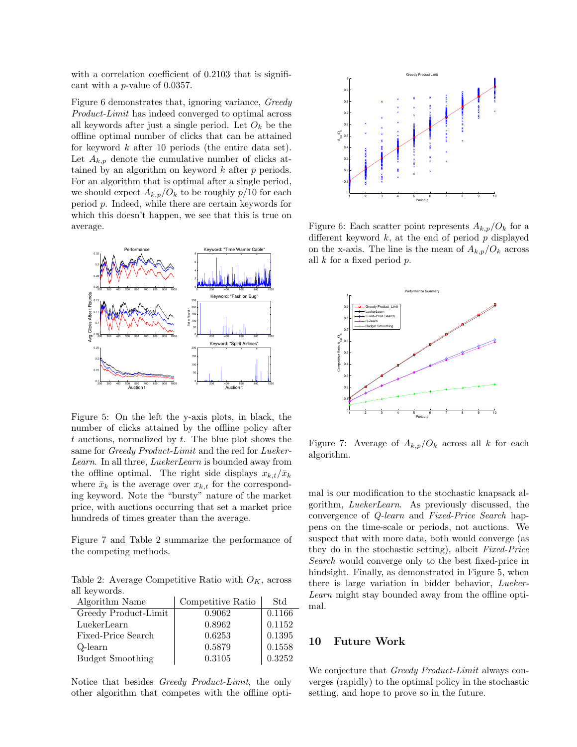with a correlation coefficient of 0.2103 that is significant with a $p$-value of 0.0357.

Figure 6 demonstrates that, ignoring variance, *Greedy Product-Limit* has indeed converged to optimal across all keywords after just a single period. Let $O_k$ be the offline optimal number of clicks that can be attained for keyword $k$ after 10 periods (the entire data set). Let $A_{k,p}$ denote the cumulative number of clicks attained by an algorithm on keyword $k$ after $p$ periods. For an algorithm that is optimal after a single period, we should expect $A_{k,p}/O_k$ to be roughly $p/10$ for each period $p$. Indeed, while there are certain keywords for which this doesn't happen, we see that this is true on average.

Performance

Keyword: "Time Warner Cable"

Keyword: "Fashion Bug"

Keyword: "Spirit Airlines"

Avg Clicks After t Rounds

Bid in Round t

Auction t

Figure 5: On the left the y-axis plots, in black, the number of clicks attained by the offline policy after $t$ auctions, normalized by $t$. The blue plot shows the same for *Greedy Product-Limit* and the red for *Lueker-Learn*. In all three, *LuekerLearn* is bounded away from the offline optimal. The right side displays $x_{k,t}/\bar{x}_k$ where $\bar{x}_k$ is the average over $x_{k,t}$ for the corresponding keyword. Note the "bursty" nature of the market price, with auctions occurring that set a market price hundreds of times greater than the average.

Figure 7 and Table 2 summarize the performance of the competing methods.

Table 2: Average Competitive Ratio with $O_K$, across all keywords.

| Algorithm Name | Competitive Ratio | Std |
|---|---|---|
| Greedy Product-Limit | 0.9062 | 0.1166 |
| LuekerLearn | 0.8962 | 0.1152 |
| Fixed-Price Search | 0.6253 | 0.1395 |
| Q-learn | 0.5879 | 0.1558 |
| Budget Smoothing | 0.3105 | 0.3252 |

Notice that besides *Greedy Product-Limit*, the only other algorithm that competes with the offline optimal is our modification to the stochastic knapsack algorithm, *LuekerLearn*. As previously discussed, the convergence of *Q-learn* and *Fixed-Price Search* happens on the time-scale or periods, not auctions. We suspect that with more data, both would converge (as they do in the stochastic setting), albeit *Fixed-Price Search* would converge only to the best fixed-price in hindsight. Finally, as demonstrated in Figure 5, when there is large variation in bidder behavior, *Lueker-Learn* might stay bounded away from the offline optimal.

Greedy Product Limit

$A_{k,p}/O_k$

Period p

Figure 6: Each scatter point represents $A_{k,p}/O_k$ for a different keyword $k$, at the end of period $p$ displayed on the x-axis. The line is the mean of $A_{k,p}/O_k$ across all $k$ for a fixed period $p$.

Performance Summary

Greedy Product−Limit

LuekerLearn

Fixed−Price Search

Q−learn

Budget Smoothing

Competitive Ratio $A_{k,p}/O_k$

Period p

Figure 7: Average of $A_{k,p}/O_k$ across all $k$ for each algorithm.

## 10 Future Work

We conjecture that *Greedy Product-Limit* always converges (rapidly) to the optimal policy in the stochastic setting, and hope to prove so in the future.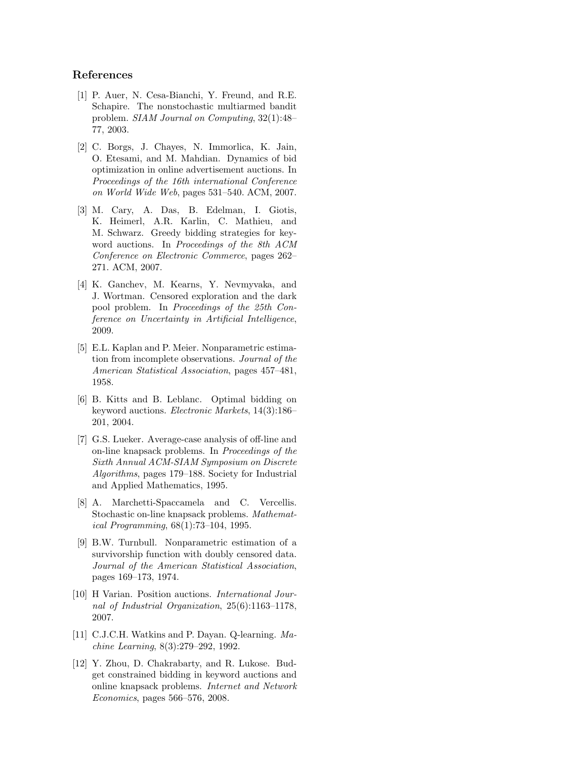## References

[1] P. Auer, N. Cesa-Bianchi, Y. Freund, and R.E. Schapire. The nonstochastic multiarmed bandit problem. *SIAM Journal on Computing*, 32(1):48–77, 2003.

[2] C. Borgs, J. Chayes, N. Immorlica, K. Jain, O. Etesami, and M. Mahdian. Dynamics of bid optimization in online advertisement auctions. In *Proceedings of the 16th international Conference on World Wide Web*, pages 531–540. ACM, 2007.

[3] M. Cary, A. Das, B. Edelman, I. Giotis, K. Heimerl, A.R. Karlin, C. Mathieu, and M. Schwarz. Greedy bidding strategies for keyword auctions. In *Proceedings of the 8th ACM Conference on Electronic Commerce*, pages 262–271. ACM, 2007.

[4] K. Ganchev, M. Kearns, Y. Nevmyvaka, and J. Wortman. Censored exploration and the dark pool problem. In *Proceedings of the 25th Conference on Uncertainty in Artificial Intelligence*, 2009.

[5] E.L. Kaplan and P. Meier. Nonparametric estimation from incomplete observations. *Journal of the American Statistical Association*, pages 457–481, 1958.

[6] B. Kitts and B. Leblanc. Optimal bidding on keyword auctions. *Electronic Markets*, 14(3):186–201, 2004.

[7] G.S. Lueker. Average-case analysis of off-line and on-line knapsack problems. In *Proceedings of the Sixth Annual ACM-SIAM Symposium on Discrete Algorithms*, pages 179–188. Society for Industrial and Applied Mathematics, 1995.

[8] A. Marchetti-Spaccamela and C. Vercellis. Stochastic on-line knapsack problems. *Mathematical Programming*, 68(1):73–104, 1995.

[9] B.W. Turnbull. Nonparametric estimation of a survivorship function with doubly censored data. *Journal of the American Statistical Association*, pages 169–173, 1974.

[10] H Varian. Position auctions. *International Journal of Industrial Organization*, 25(6):1163–1178, 2007.

[11] C.J.C.H. Watkins and P. Dayan. Q-learning. *Machine Learning*, 8(3):279–292, 1992.

[12] Y. Zhou, D. Chakrabarty, and R. Lukose. Budget constrained bidding in keyword auctions and online knapsack problems. *Internet and Network Economics*, pages 566–576, 2008.